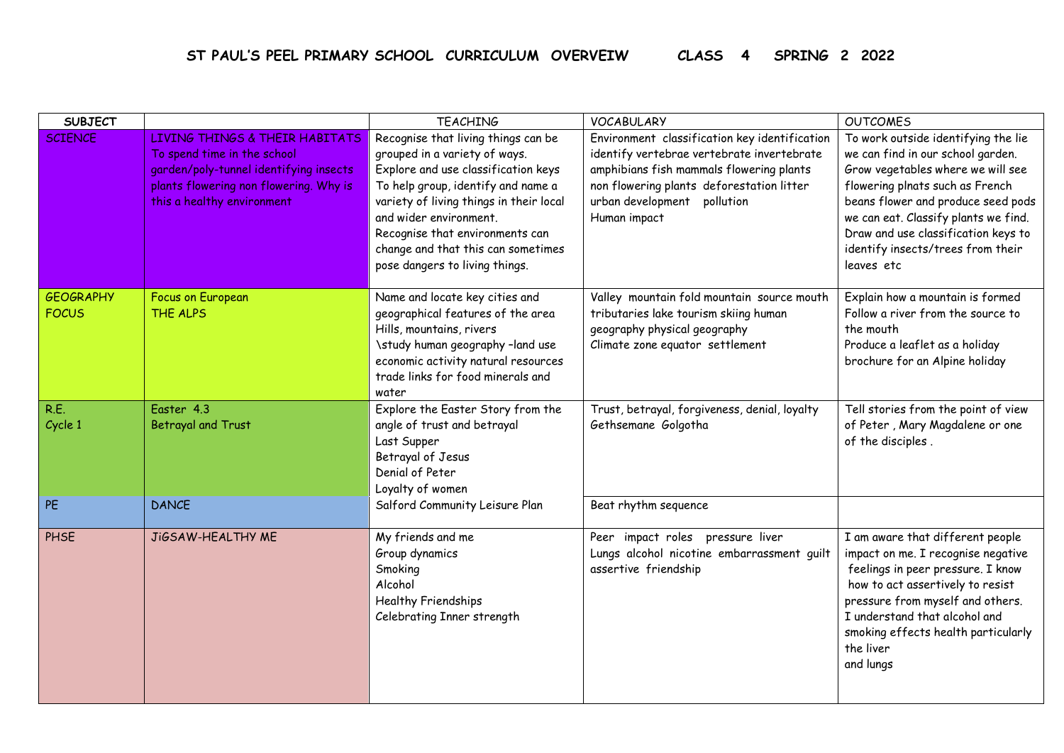# ST PAUL'S PEEL PRIMARY SCHOOL CURRICULUM OVERVEIW CLASS 4 SPRING 2 2022

| SUBJECT | | TEACHING | VOCABULARY | OUTCOMES |
|---|---|---|---|---|
| SCIENCE | LIVING THINGS & THEIR HABITATS<br>To spend time in the school garden/poly-tunnel identifying insects plants flowering non flowering. Why is this a healthy environment | Recognise that living things can be grouped in a variety of ways.<br>Explore and use classification keys<br>To help group, identify and name a variety of living things in their local and wider environment.<br>Recognise that environments can change and that this can sometimes pose dangers to living things. | Environment classification key identification identify vertebrae vertebrate invertebrate amphibians fish mammals flowering plants non flowering plants deforestation litter urban development pollution<br>Human impact | To work outside identifying the lie we can find in our school garden. Grow vegetables where we will see flowering plnats such as French beans flower and produce seed pods we can eat. Classify plants we find. Draw and use classification keys to identify insects/trees from their leaves etc |
| GEOGRAPHY FOCUS | Focus on European<br>THE ALPS | Name and locate key cities and geographical features of the area<br>Hills, mountains, rivers<br>\study human geography –land use economic activity natural resources trade links for food minerals and water | Valley mountain fold mountain source mouth tributaries lake tourism skiing human geography physical geography<br>Climate zone equator settlement | Explain how a mountain is formed<br>Follow a river from the source to the mouth<br>Produce a leaflet as a holiday brochure for an Alpine holiday |
| R.E.<br>Cycle 1 | Easter 4.3<br>Betrayal and Trust | Explore the Easter Story from the angle of trust and betrayal<br>Last Supper<br>Betrayal of Jesus<br>Denial of Peter<br>Loyalty of women | Trust, betrayal, forgiveness, denial, loyalty<br>Gethsemane Golgotha | Tell stories from the point of view of Peter , Mary Magdalene or one of the disciples . |
| PE | DANCE | Salford Community Leisure Plan | Beat rhythm sequence | |
| PHSE | JiGSAW-HEALTHY ME | My friends and me<br>Group dynamics<br>Smoking<br>Alcohol<br>Healthy Friendships<br>Celebrating Inner strength | Peer impact roles pressure liver<br>Lungs alcohol nicotine embarrassment guilt assertive friendship | I am aware that different people impact on me. I recognise negative feelings in peer pressure. I know how to act assertively to resist pressure from myself and others.<br>I understand that alcohol and smoking effects health particularly the liver<br>and lungs |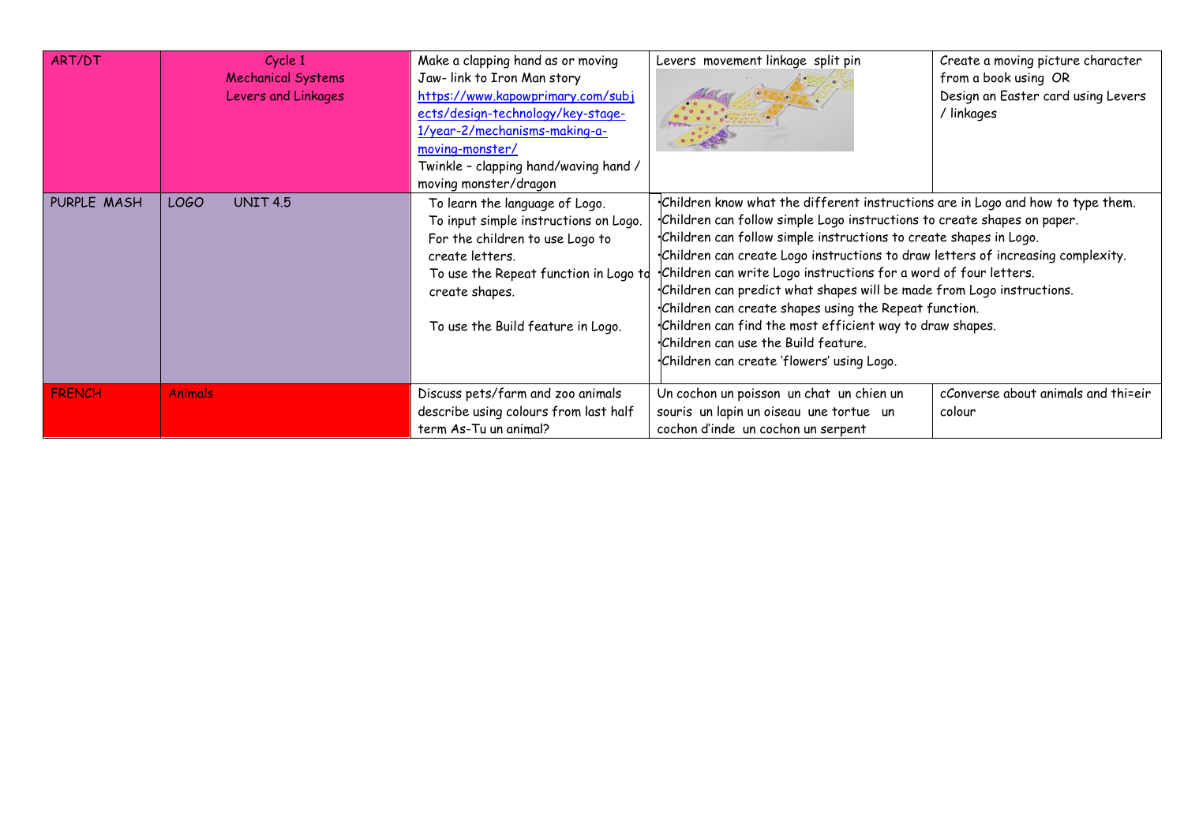| | | | | |
|---|---|---|---|---|
| ART/DT | Cycle 1<br>Mechanical Systems<br>Levers and Linkages | Make a clapping hand as or moving Jaw- link to Iron Man story<br>https://www.kapowprimary.com/subjects/design-technology/key-stage-1/year-2/mechanisms-making-a-moving-monster/<br>Twinkle – clapping hand/waving hand / moving monster/dragon | Levers movement linkage split pin | Create a moving picture character from a book using OR<br>Design an Easter card using Levers / linkages |
| PURPLE MASH | LOGO UNIT 4.5 | To learn the language of Logo.<br>To input simple instructions on Logo.<br>For the children to use Logo to create letters.<br>To use the Repeat function in Logo to create shapes.<br><br>To use the Build feature in Logo. | •Children know what the different instructions are in Logo and how to type them.<br>•Children can follow simple Logo instructions to create shapes on paper.<br>•Children can follow simple instructions to create shapes in Logo.<br>•Children can create Logo instructions to draw letters of increasing complexity.<br>•Children can write Logo instructions for a word of four letters.<br>•Children can predict what shapes will be made from Logo instructions.<br>•Children can create shapes using the Repeat function.<br>•Children can find the most efficient way to draw shapes.<br>•Children can use the Build feature.<br>•Children can create 'flowers' using Logo. | |
| FRENCH | Animals | Discuss pets/farm and zoo animals describe using colours from last half term As-Tu un animal? | Un cochon un poisson un chat un chien un souris un lapin un oiseau une tortue un cochon d'inde un cochon un serpent | cConverse about animals and thi=eir colour |